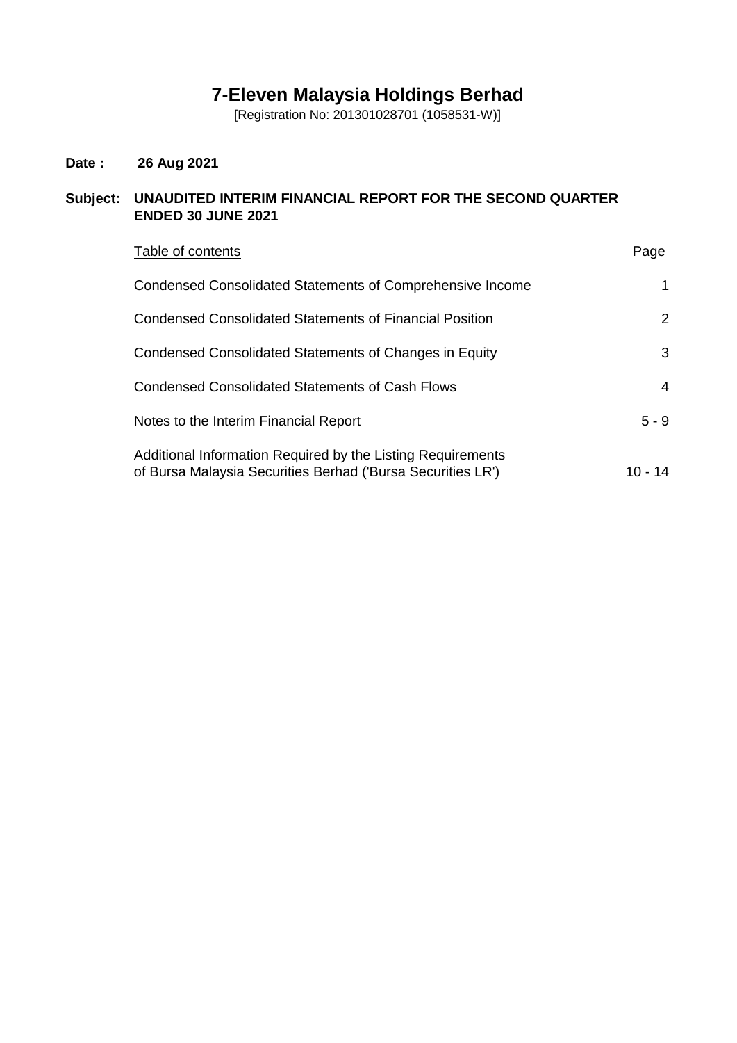# 7-Eleven Malaysia Holdings Berhad

[Registration No: 201301028701 (1058531-W)]

**Date :** **26 Aug 2021**

**Subject:** **UNAUDITED INTERIM FINANCIAL REPORT FOR THE SECOND QUARTER ENDED 30 JUNE 2021**

| Table of contents | Page |
|---|---|
| Condensed Consolidated Statements of Comprehensive Income | 1 |
| Condensed Consolidated Statements of Financial Position | 2 |
| Condensed Consolidated Statements of Changes in Equity | 3 |
| Condensed Consolidated Statements of Cash Flows | 4 |
| Notes to the Interim Financial Report | 5 - 9 |
| Additional Information Required by the Listing Requirements of Bursa Malaysia Securities Berhad ('Bursa Securities LR') | 10 - 14 |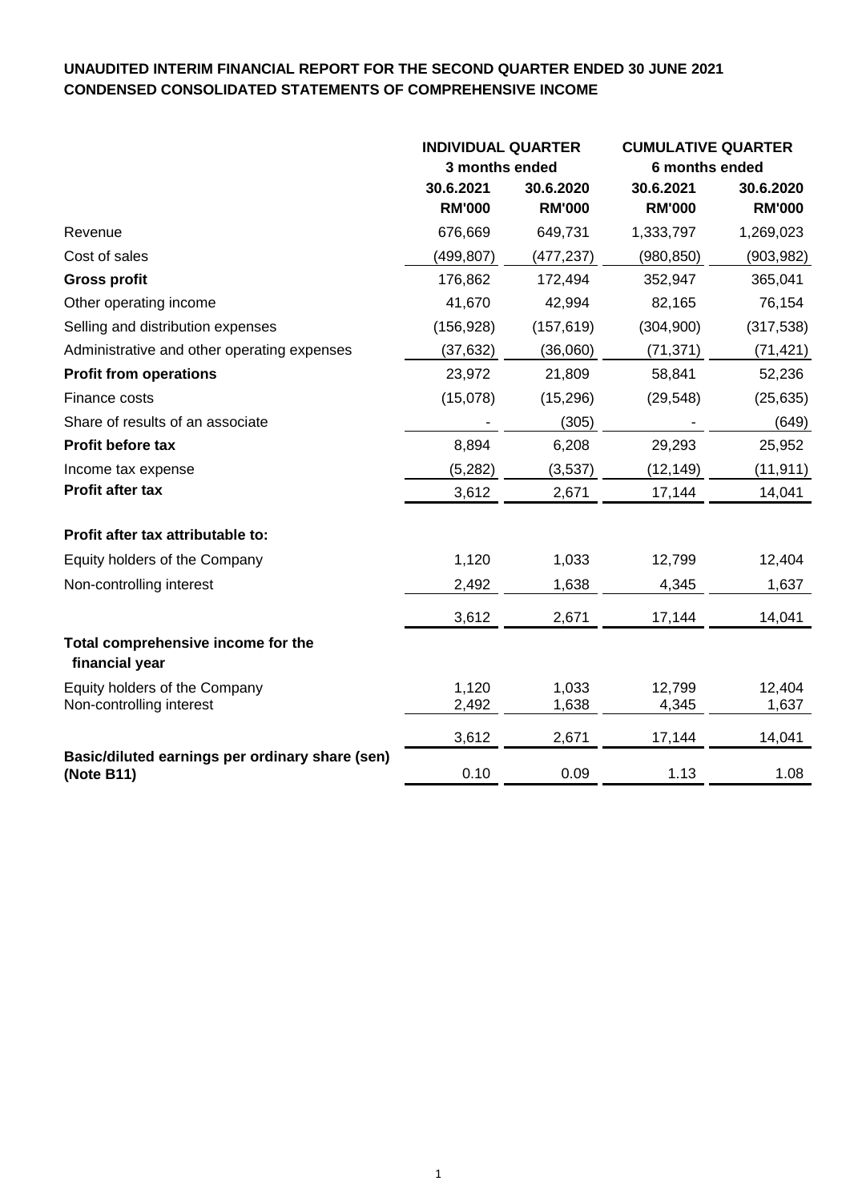**UNAUDITED INTERIM FINANCIAL REPORT FOR THE SECOND QUARTER ENDED 30 JUNE 2021**
**CONDENSED CONSOLIDATED STATEMENTS OF COMPREHENSIVE INCOME**

| | INDIVIDUAL QUARTER | | CUMULATIVE QUARTER | |
|---|---|---|---|---|
| | 3 months ended | | 6 months ended | |
| | 30.6.2021 RM'000 | 30.6.2020 RM'000 | 30.6.2021 RM'000 | 30.6.2020 RM'000 |
| Revenue | 676,669 | 649,731 | 1,333,797 | 1,269,023 |
| Cost of sales | (499,807) | (477,237) | (980,850) | (903,982) |
| **Gross profit** | 176,862 | 172,494 | 352,947 | 365,041 |
| Other operating income | 41,670 | 42,994 | 82,165 | 76,154 |
| Selling and distribution expenses | (156,928) | (157,619) | (304,900) | (317,538) |
| Administrative and other operating expenses | (37,632) | (36,060) | (71,371) | (71,421) |
| **Profit from operations** | 23,972 | 21,809 | 58,841 | 52,236 |
| Finance costs | (15,078) | (15,296) | (29,548) | (25,635) |
| Share of results of an associate | - | (305) | - | (649) |
| **Profit before tax** | 8,894 | 6,208 | 29,293 | 25,952 |
| Income tax expense | (5,282) | (3,537) | (12,149) | (11,911) |
| **Profit after tax** | 3,612 | 2,671 | 17,144 | 14,041 |
| **Profit after tax attributable to:** | | | | |
| Equity holders of the Company | 1,120 | 1,033 | 12,799 | 12,404 |
| Non-controlling interest | 2,492 | 1,638 | 4,345 | 1,637 |
| | 3,612 | 2,671 | 17,144 | 14,041 |
| **Total comprehensive income for the financial year** | | | | |
| Equity holders of the Company | 1,120 | 1,033 | 12,799 | 12,404 |
| Non-controlling interest | 2,492 | 1,638 | 4,345 | 1,637 |
| | 3,612 | 2,671 | 17,144 | 14,041 |
| **Basic/diluted earnings per ordinary share (sen) (Note B11)** | 0.10 | 0.09 | 1.13 | 1.08 |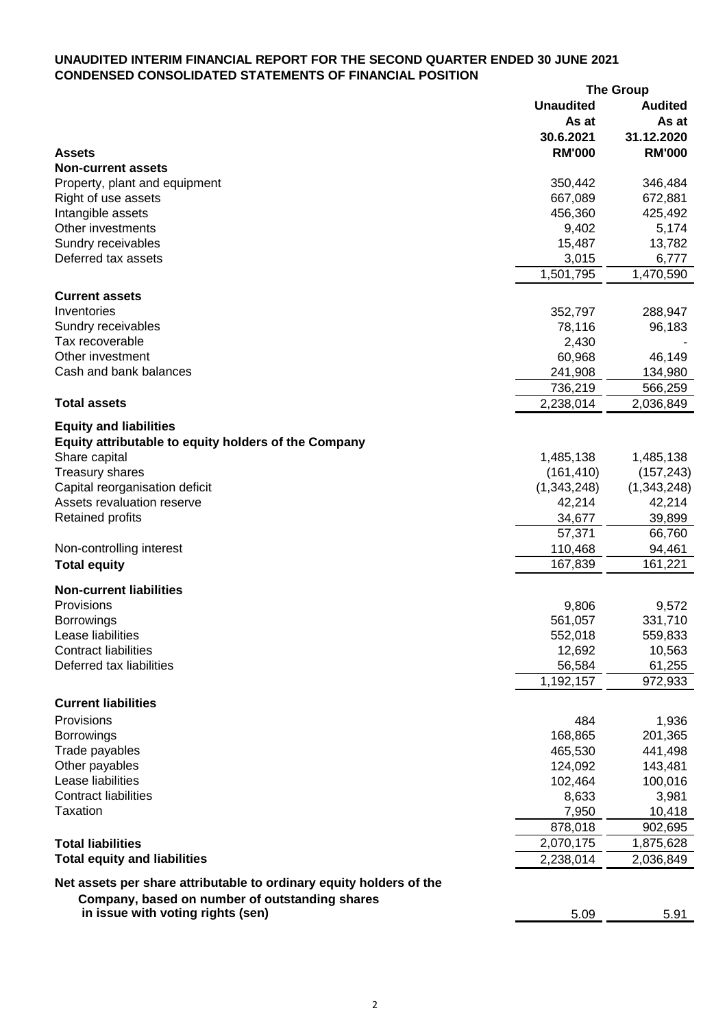**UNAUDITED INTERIM FINANCIAL REPORT FOR THE SECOND QUARTER ENDED 30 JUNE 2021**

**CONDENSED CONSOLIDATED STATEMENTS OF FINANCIAL POSITION**

| | **The Group** | |
|---|---|---|
| | **Unaudited** | **Audited** |
| | **As at** | **As at** |
| | **30.6.2021** | **31.12.2020** |
| **Assets** | **RM'000** | **RM'000** |
| **Non-current assets** | | |
| Property, plant and equipment | 350,442 | 346,484 |
| Right of use assets | 667,089 | 672,881 |
| Intangible assets | 456,360 | 425,492 |
| Other investments | 9,402 | 5,174 |
| Sundry receivables | 15,487 | 13,782 |
| Deferred tax assets | 3,015 | 6,777 |
| | 1,501,795 | 1,470,590 |
| **Current assets** | | |
| Inventories | 352,797 | 288,947 |
| Sundry receivables | 78,116 | 96,183 |
| Tax recoverable | 2,430 | - |
| Other investment | 60,968 | 46,149 |
| Cash and bank balances | 241,908 | 134,980 |
| | 736,219 | 566,259 |
| **Total assets** | 2,238,014 | 2,036,849 |
| **Equity and liabilities** | | |
| **Equity attributable to equity holders of the Company** | | |
| Share capital | 1,485,138 | 1,485,138 |
| Treasury shares | (161,410) | (157,243) |
| Capital reorganisation deficit | (1,343,248) | (1,343,248) |
| Assets revaluation reserve | 42,214 | 42,214 |
| Retained profits | 34,677 | 39,899 |
| | 57,371 | 66,760 |
| Non-controlling interest | 110,468 | 94,461 |
| **Total equity** | 167,839 | 161,221 |
| **Non-current liabilities** | | |
| Provisions | 9,806 | 9,572 |
| Borrowings | 561,057 | 331,710 |
| Lease liabilities | 552,018 | 559,833 |
| Contract liabilities | 12,692 | 10,563 |
| Deferred tax liabilities | 56,584 | 61,255 |
| | 1,192,157 | 972,933 |
| **Current liabilities** | | |
| Provisions | 484 | 1,936 |
| Borrowings | 168,865 | 201,365 |
| Trade payables | 465,530 | 441,498 |
| Other payables | 124,092 | 143,481 |
| Lease liabilities | 102,464 | 100,016 |
| Contract liabilities | 8,633 | 3,981 |
| Taxation | 7,950 | 10,418 |
| | 878,018 | 902,695 |
| **Total liabilities** | 2,070,175 | 1,875,628 |
| **Total equity and liabilities** | 2,238,014 | 2,036,849 |
| **Net assets per share attributable to ordinary equity holders of the Company, based on number of outstanding shares in issue with voting rights (sen)** | 5.09 | 5.91 |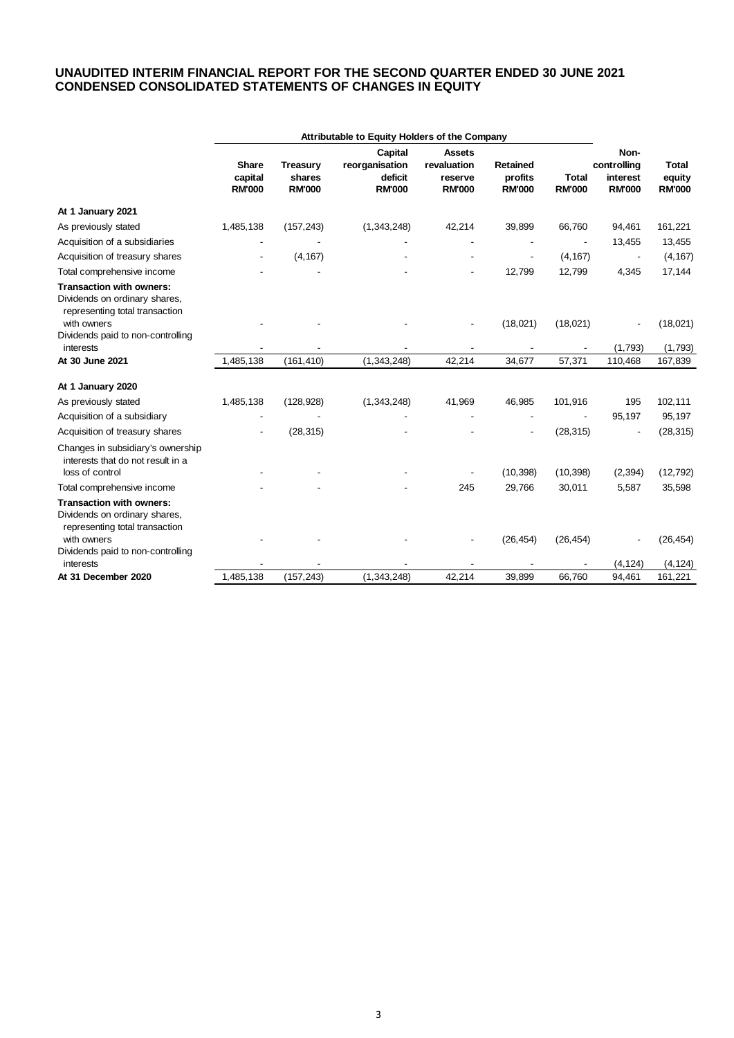**UNAUDITED INTERIM FINANCIAL REPORT FOR THE SECOND QUARTER ENDED 30 JUNE 2021**
**CONDENSED CONSOLIDATED STATEMENTS OF CHANGES IN EQUITY**

| | Attributable to Equity Holders of the Company | | | | | | | |
|---|---|---|---|---|---|---|---|---|
| | Share capital RM'000 | Treasury shares RM'000 | Capital reorganisation deficit RM'000 | Assets revaluation reserve RM'000 | Retained profits RM'000 | Total RM'000 | Non-controlling interest RM'000 | Total equity RM'000 |
| **At 1 January 2021** | | | | | | | | |
| As previously stated | 1,485,138 | (157,243) | (1,343,248) | 42,214 | 39,899 | 66,760 | 94,461 | 161,221 |
| Acquisition of a subsidiaries | - | - | - | - | - | - | 13,455 | 13,455 |
| Acquisition of treasury shares | - | (4,167) | - | - | - | (4,167) | - | (4,167) |
| Total comprehensive income | - | - | - | - | 12,799 | 12,799 | 4,345 | 17,144 |
| **Transaction with owners:** | | | | | | | | |
| Dividends on ordinary shares, representing total transaction with owners | - | - | - | - | (18,021) | (18,021) | - | (18,021) |
| Dividends paid to non-controlling interests | - | - | - | - | - | - | (1,793) | (1,793) |
| **At 30 June 2021** | 1,485,138 | (161,410) | (1,343,248) | 42,214 | 34,677 | 57,371 | 110,468 | 167,839 |
| **At 1 January 2020** | | | | | | | | |
| As previously stated | 1,485,138 | (128,928) | (1,343,248) | 41,969 | 46,985 | 101,916 | 195 | 102,111 |
| Acquisition of a subsidiary | - | - | - | - | - | - | 95,197 | 95,197 |
| Acquisition of treasury shares | - | (28,315) | - | - | - | (28,315) | - | (28,315) |
| Changes in subsidiary's ownership interests that do not result in a loss of control | - | - | - | - | (10,398) | (10,398) | (2,394) | (12,792) |
| Total comprehensive income | - | - | - | 245 | 29,766 | 30,011 | 5,587 | 35,598 |
| **Transaction with owners:** | | | | | | | | |
| Dividends on ordinary shares, representing total transaction with owners | - | - | - | - | (26,454) | (26,454) | - | (26,454) |
| Dividends paid to non-controlling interests | - | - | - | - | - | - | (4,124) | (4,124) |
| **At 31 December 2020** | 1,485,138 | (157,243) | (1,343,248) | 42,214 | 39,899 | 66,760 | 94,461 | 161,221 |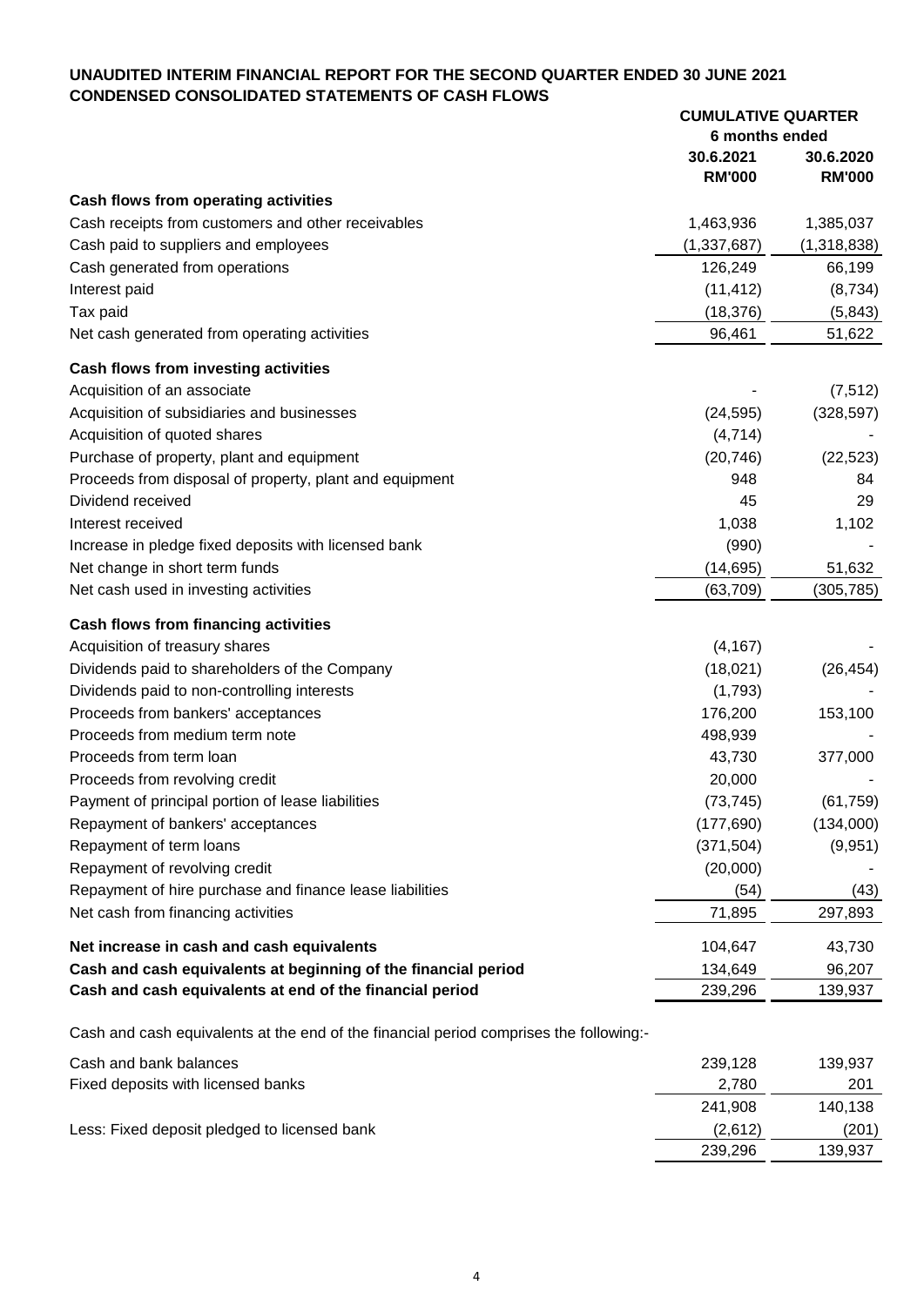**UNAUDITED INTERIM FINANCIAL REPORT FOR THE SECOND QUARTER ENDED 30 JUNE 2021**
**CONDENSED CONSOLIDATED STATEMENTS OF CASH FLOWS**

| | CUMULATIVE QUARTER | |
|---|---|---|
| | 6 months ended | |
| | 30.6.2021 | 30.6.2020 |
| | RM'000 | RM'000 |
| **Cash flows from operating activities** | | |
| Cash receipts from customers and other receivables | 1,463,936 | 1,385,037 |
| Cash paid to suppliers and employees | (1,337,687) | (1,318,838) |
| Cash generated from operations | 126,249 | 66,199 |
| Interest paid | (11,412) | (8,734) |
| Tax paid | (18,376) | (5,843) |
| Net cash generated from operating activities | 96,461 | 51,622 |
| **Cash flows from investing activities** | | |
| Acquisition of an associate | - | (7,512) |
| Acquisition of subsidiaries and businesses | (24,595) | (328,597) |
| Acquisition of quoted shares | (4,714) | - |
| Purchase of property, plant and equipment | (20,746) | (22,523) |
| Proceeds from disposal of property, plant and equipment | 948 | 84 |
| Dividend received | 45 | 29 |
| Interest received | 1,038 | 1,102 |
| Increase in pledge fixed deposits with licensed bank | (990) | - |
| Net change in short term funds | (14,695) | 51,632 |
| Net cash used in investing activities | (63,709) | (305,785) |
| **Cash flows from financing activities** | | |
| Acquisition of treasury shares | (4,167) | - |
| Dividends paid to shareholders of the Company | (18,021) | (26,454) |
| Dividends paid to non-controlling interests | (1,793) | - |
| Proceeds from bankers' acceptances | 176,200 | 153,100 |
| Proceeds from medium term note | 498,939 | - |
| Proceeds from term loan | 43,730 | 377,000 |
| Proceeds from revolving credit | 20,000 | - |
| Payment of principal portion of lease liabilities | (73,745) | (61,759) |
| Repayment of bankers' acceptances | (177,690) | (134,000) |
| Repayment of term loans | (371,504) | (9,951) |
| Repayment of revolving credit | (20,000) | - |
| Repayment of hire purchase and finance lease liabilities | (54) | (43) |
| Net cash from financing activities | 71,895 | 297,893 |
| **Net increase in cash and cash equivalents** | 104,647 | 43,730 |
| **Cash and cash equivalents at beginning of the financial period** | 134,649 | 96,207 |
| **Cash and cash equivalents at end of the financial period** | 239,296 | 139,937 |

Cash and cash equivalents at the end of the financial period comprises the following:-

| | 30.6.2021 | 30.6.2020 |
|---|---|---|
| Cash and bank balances | 239,128 | 139,937 |
| Fixed deposits with licensed banks | 2,780 | 201 |
| | 241,908 | 140,138 |
| Less: Fixed deposit pledged to licensed bank | (2,612) | (201) |
| | 239,296 | 139,937 |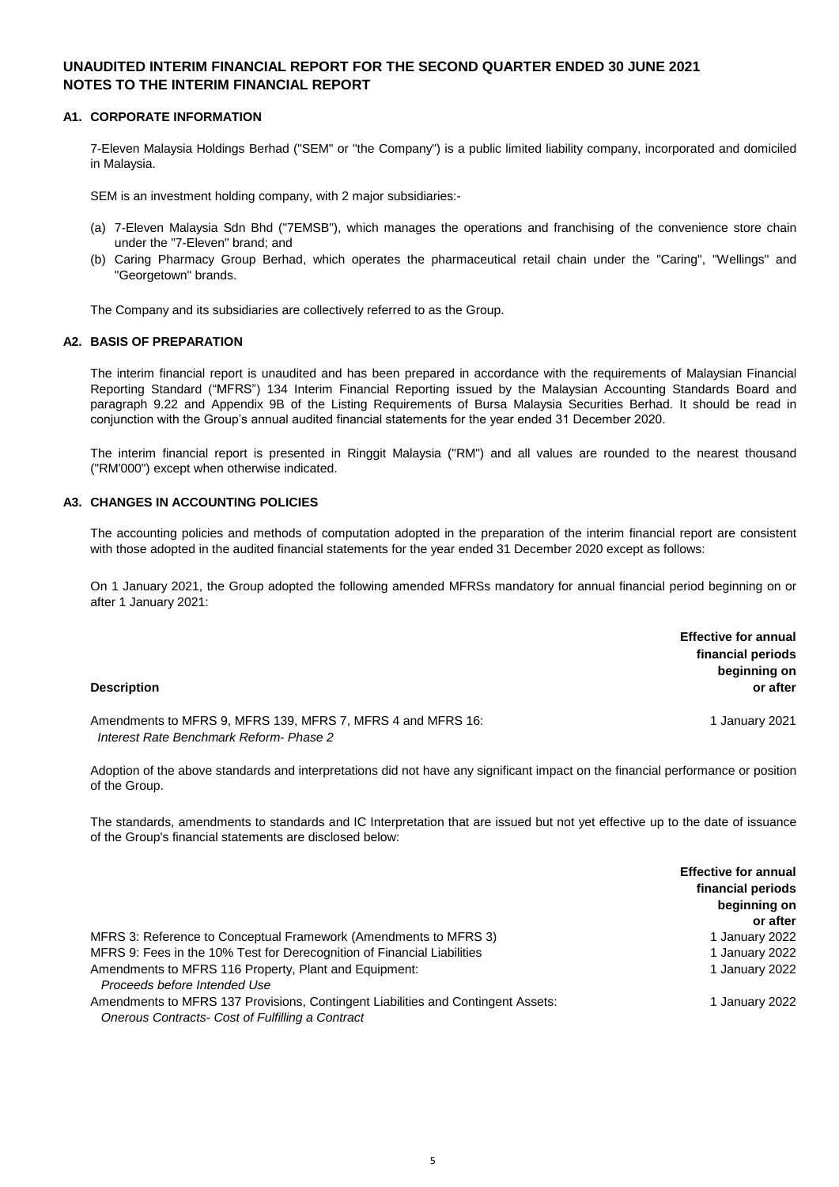# UNAUDITED INTERIM FINANCIAL REPORT FOR THE SECOND QUARTER ENDED 30 JUNE 2021
# NOTES TO THE INTERIM FINANCIAL REPORT

## A1. CORPORATE INFORMATION

7-Eleven Malaysia Holdings Berhad ("SEM" or "the Company") is a public limited liability company, incorporated and domiciled in Malaysia.

SEM is an investment holding company, with 2 major subsidiaries:-

(a) 7-Eleven Malaysia Sdn Bhd ("7EMSB"), which manages the operations and franchising of the convenience store chain under the "7-Eleven" brand; and
(b) Caring Pharmacy Group Berhad, which operates the pharmaceutical retail chain under the "Caring", "Wellings" and "Georgetown" brands.

The Company and its subsidiaries are collectively referred to as the Group.

## A2. BASIS OF PREPARATION

The interim financial report is unaudited and has been prepared in accordance with the requirements of Malaysian Financial Reporting Standard ("MFRS") 134 Interim Financial Reporting issued by the Malaysian Accounting Standards Board and paragraph 9.22 and Appendix 9B of the Listing Requirements of Bursa Malaysia Securities Berhad. It should be read in conjunction with the Group's annual audited financial statements for the year ended 31 December 2020.

The interim financial report is presented in Ringgit Malaysia ("RM") and all values are rounded to the nearest thousand ("RM'000") except when otherwise indicated.

## A3. CHANGES IN ACCOUNTING POLICIES

The accounting policies and methods of computation adopted in the preparation of the interim financial report are consistent with those adopted in the audited financial statements for the year ended 31 December 2020 except as follows:

On 1 January 2021, the Group adopted the following amended MFRSs mandatory for annual financial period beginning on or after 1 January 2021:

| Description | Effective for annual financial periods beginning on or after |
|---|---|
| Amendments to MFRS 9, MFRS 139, MFRS 7, MFRS 4 and MFRS 16: *Interest Rate Benchmark Reform- Phase 2* | 1 January 2021 |

Adoption of the above standards and interpretations did not have any significant impact on the financial performance or position of the Group.

The standards, amendments to standards and IC Interpretation that are issued but not yet effective up to the date of issuance of the Group's financial statements are disclosed below:

| | Effective for annual financial periods beginning on or after |
|---|---|
| MFRS 3: Reference to Conceptual Framework (Amendments to MFRS 3) | 1 January 2022 |
| MFRS 9: Fees in the 10% Test for Derecognition of Financial Liabilities | 1 January 2022 |
| Amendments to MFRS 116 Property, Plant and Equipment: *Proceeds before Intended Use* | 1 January 2022 |
| Amendments to MFRS 137 Provisions, Contingent Liabilities and Contingent Assets: *Onerous Contracts- Cost of Fulfilling a Contract* | 1 January 2022 |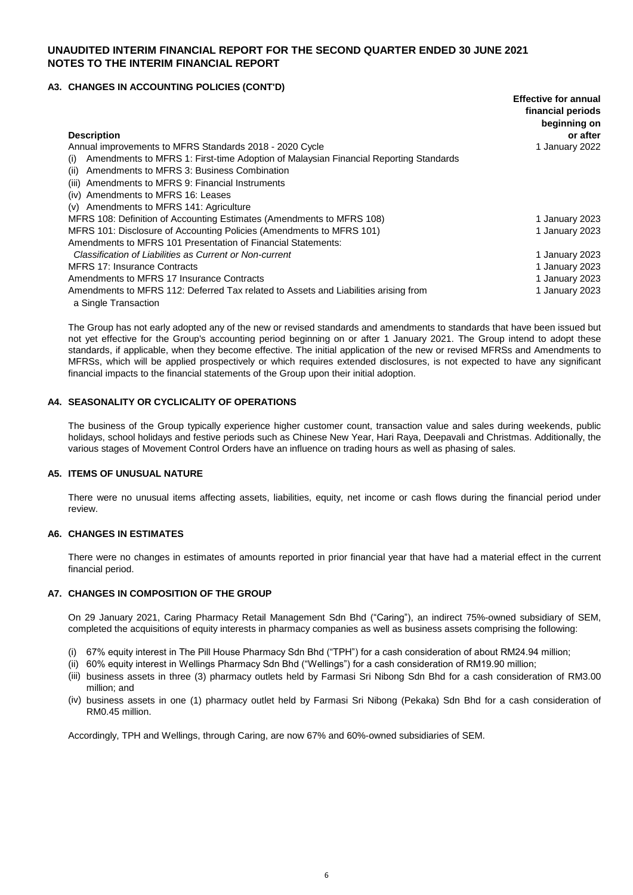# UNAUDITED INTERIM FINANCIAL REPORT FOR THE SECOND QUARTER ENDED 30 JUNE 2021
# NOTES TO THE INTERIM FINANCIAL REPORT

### A3. CHANGES IN ACCOUNTING POLICIES (CONT'D)

| Description | Effective for annual financial periods beginning on or after |
|---|---|
| Annual improvements to MFRS Standards 2018 - 2020 Cycle | 1 January 2022 |
| (i) Amendments to MFRS 1: First-time Adoption of Malaysian Financial Reporting Standards | |
| (ii) Amendments to MFRS 3: Business Combination | |
| (iii) Amendments to MFRS 9: Financial Instruments | |
| (iv) Amendments to MFRS 16: Leases | |
| (v) Amendments to MFRS 141: Agriculture | |
| MFRS 108: Definition of Accounting Estimates (Amendments to MFRS 108) | 1 January 2023 |
| MFRS 101: Disclosure of Accounting Policies (Amendments to MFRS 101) | 1 January 2023 |
| Amendments to MFRS 101 Presentation of Financial Statements: *Classification of Liabilities as Current or Non-current* | 1 January 2023 |
| MFRS 17: Insurance Contracts | 1 January 2023 |
| Amendments to MFRS 17 Insurance Contracts | 1 January 2023 |
| Amendments to MFRS 112: Deferred Tax related to Assets and Liabilities arising from a Single Transaction | 1 January 2023 |

The Group has not early adopted any of the new or revised standards and amendments to standards that have been issued but not yet effective for the Group's accounting period beginning on or after 1 January 2021. The Group intend to adopt these standards, if applicable, when they become effective. The initial application of the new or revised MFRSs and Amendments to MFRSs, which will be applied prospectively or which requires extended disclosures, is not expected to have any significant financial impacts to the financial statements of the Group upon their initial adoption.

### A4. SEASONALITY OR CYCLICALITY OF OPERATIONS

The business of the Group typically experience higher customer count, transaction value and sales during weekends, public holidays, school holidays and festive periods such as Chinese New Year, Hari Raya, Deepavali and Christmas. Additionally, the various stages of Movement Control Orders have an influence on trading hours as well as phasing of sales.

### A5. ITEMS OF UNUSUAL NATURE

There were no unusual items affecting assets, liabilities, equity, net income or cash flows during the financial period under review.

### A6. CHANGES IN ESTIMATES

There were no changes in estimates of amounts reported in prior financial year that have had a material effect in the current financial period.

### A7. CHANGES IN COMPOSITION OF THE GROUP

On 29 January 2021, Caring Pharmacy Retail Management Sdn Bhd ("Caring"), an indirect 75%-owned subsidiary of SEM, completed the acquisitions of equity interests in pharmacy companies as well as business assets comprising the following:

(i) 67% equity interest in The Pill House Pharmacy Sdn Bhd ("TPH") for a cash consideration of about RM24.94 million;
(ii) 60% equity interest in Wellings Pharmacy Sdn Bhd ("Wellings") for a cash consideration of RM19.90 million;
(iii) business assets in three (3) pharmacy outlets held by Farmasi Sri Nibong Sdn Bhd for a cash consideration of RM3.00 million; and
(iv) business assets in one (1) pharmacy outlet held by Farmasi Sri Nibong (Pekaka) Sdn Bhd for a cash consideration of RM0.45 million.

Accordingly, TPH and Wellings, through Caring, are now 67% and 60%-owned subsidiaries of SEM.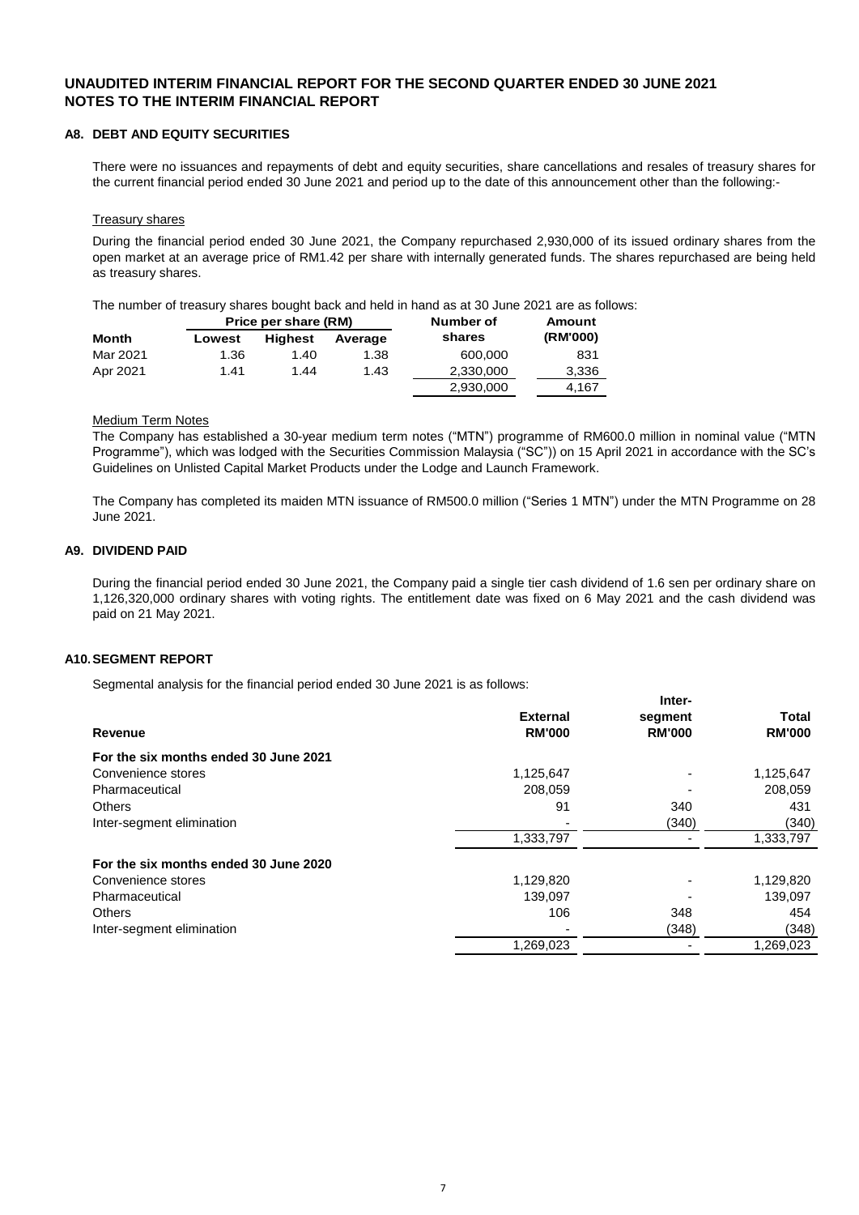# UNAUDITED INTERIM FINANCIAL REPORT FOR THE SECOND QUARTER ENDED 30 JUNE 2021
# NOTES TO THE INTERIM FINANCIAL REPORT

## A8. DEBT AND EQUITY SECURITIES

There were no issuances and repayments of debt and equity securities, share cancellations and resales of treasury shares for the current financial period ended 30 June 2021 and period up to the date of this announcement other than the following:-

Treasury shares

During the financial period ended 30 June 2021, the Company repurchased 2,930,000 of its issued ordinary shares from the open market at an average price of RM1.42 per share with internally generated funds. The shares repurchased are being held as treasury shares.

The number of treasury shares bought back and held in hand as at 30 June 2021 are as follows:

| | Price per share (RM) | | | Number of | Amount |
|---|---|---|---|---|---|
| **Month** | **Lowest** | **Highest** | **Average** | **shares** | **(RM'000)** |
| Mar 2021 | 1.36 | 1.40 | 1.38 | 600,000 | 831 |
| Apr 2021 | 1.41 | 1.44 | 1.43 | 2,330,000 | 3,336 |
| | | | | 2,930,000 | 4,167 |

Medium Term Notes

The Company has established a 30-year medium term notes ("MTN") programme of RM600.0 million in nominal value ("MTN Programme"), which was lodged with the Securities Commission Malaysia ("SC")) on 15 April 2021 in accordance with the SC's Guidelines on Unlisted Capital Market Products under the Lodge and Launch Framework.

The Company has completed its maiden MTN issuance of RM500.0 million ("Series 1 MTN") under the MTN Programme on 28 June 2021.

## A9. DIVIDEND PAID

During the financial period ended 30 June 2021, the Company paid a single tier cash dividend of 1.6 sen per ordinary share on 1,126,320,000 ordinary shares with voting rights. The entitlement date was fixed on 6 May 2021 and the cash dividend was paid on 21 May 2021.

## A10. SEGMENT REPORT

Segmental analysis for the financial period ended 30 June 2021 is as follows:

| Revenue | External RM'000 | Inter-segment RM'000 | Total RM'000 |
|---|---|---|---|
| **For the six months ended 30 June 2021** | | | |
| Convenience stores | 1,125,647 | - | 1,125,647 |
| Pharmaceutical | 208,059 | - | 208,059 |
| Others | 91 | 340 | 431 |
| Inter-segment elimination | - | (340) | (340) |
| | 1,333,797 | - | 1,333,797 |
| **For the six months ended 30 June 2020** | | | |
| Convenience stores | 1,129,820 | - | 1,129,820 |
| Pharmaceutical | 139,097 | - | 139,097 |
| Others | 106 | 348 | 454 |
| Inter-segment elimination | - | (348) | (348) |
| | 1,269,023 | - | 1,269,023 |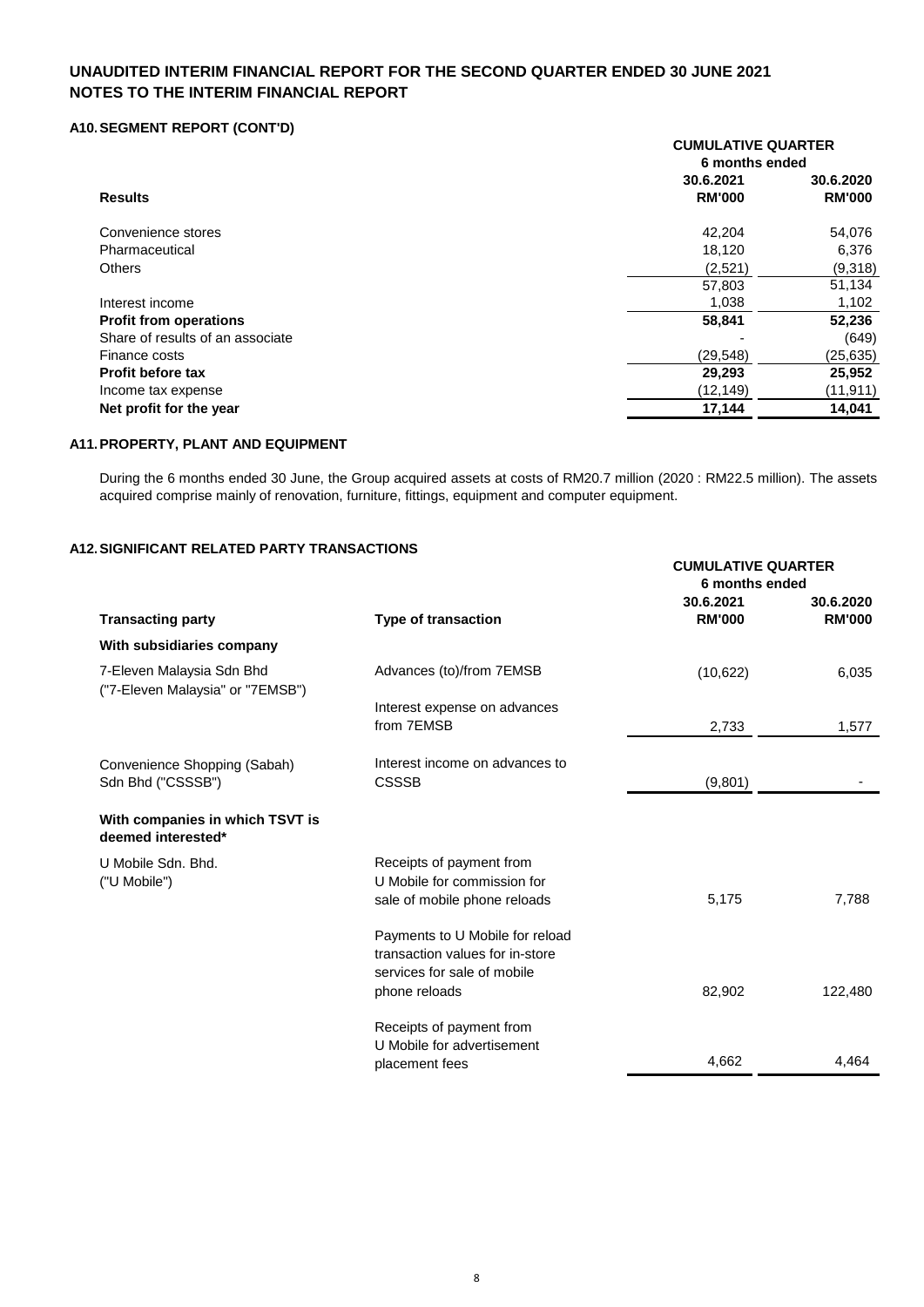## UNAUDITED INTERIM FINANCIAL REPORT FOR THE SECOND QUARTER ENDED 30 JUNE 2021
## NOTES TO THE INTERIM FINANCIAL REPORT

### A10. SEGMENT REPORT (CONT'D)

| | CUMULATIVE QUARTER | |
|---|---|---|
| | 6 months ended | |
| **Results** | **30.6.2021 RM'000** | **30.6.2020 RM'000** |
| Convenience stores | 42,204 | 54,076 |
| Pharmaceutical | 18,120 | 6,376 |
| Others | (2,521) | (9,318) |
| | 57,803 | 51,134 |
| Interest income | 1,038 | 1,102 |
| **Profit from operations** | **58,841** | **52,236** |
| Share of results of an associate | - | (649) |
| Finance costs | (29,548) | (25,635) |
| **Profit before tax** | **29,293** | **25,952** |
| Income tax expense | (12,149) | (11,911) |
| **Net profit for the year** | **17,144** | **14,041** |

### A11. PROPERTY, PLANT AND EQUIPMENT

During the 6 months ended 30 June, the Group acquired assets at costs of RM20.7 million (2020 : RM22.5 million). The assets acquired comprise mainly of renovation, furniture, fittings, equipment and computer equipment.

### A12. SIGNIFICANT RELATED PARTY TRANSACTIONS

| | | CUMULATIVE QUARTER | |
|---|---|---|---|
| | | 6 months ended | |
| **Transacting party** | **Type of transaction** | **30.6.2021 RM'000** | **30.6.2020 RM'000** |
| **With subsidiaries company** | | | |
| 7-Eleven Malaysia Sdn Bhd ("7-Eleven Malaysia" or "7EMSB") | Advances (to)/from 7EMSB | (10,622) | 6,035 |
| | Interest expense on advances from 7EMSB | 2,733 | 1,577 |
| Convenience Shopping (Sabah) Sdn Bhd ("CSSSB") | Interest income on advances to CSSSB | (9,801) | - |
| **With companies in which TSVT is deemed interested*** | | | |
| U Mobile Sdn. Bhd. ("U Mobile") | Receipts of payment from U Mobile for commission for sale of mobile phone reloads | 5,175 | 7,788 |
| | Payments to U Mobile for reload transaction values for in-store services for sale of mobile phone reloads | 82,902 | 122,480 |
| | Receipts of payment from U Mobile for advertisement placement fees | 4,662 | 4,464 |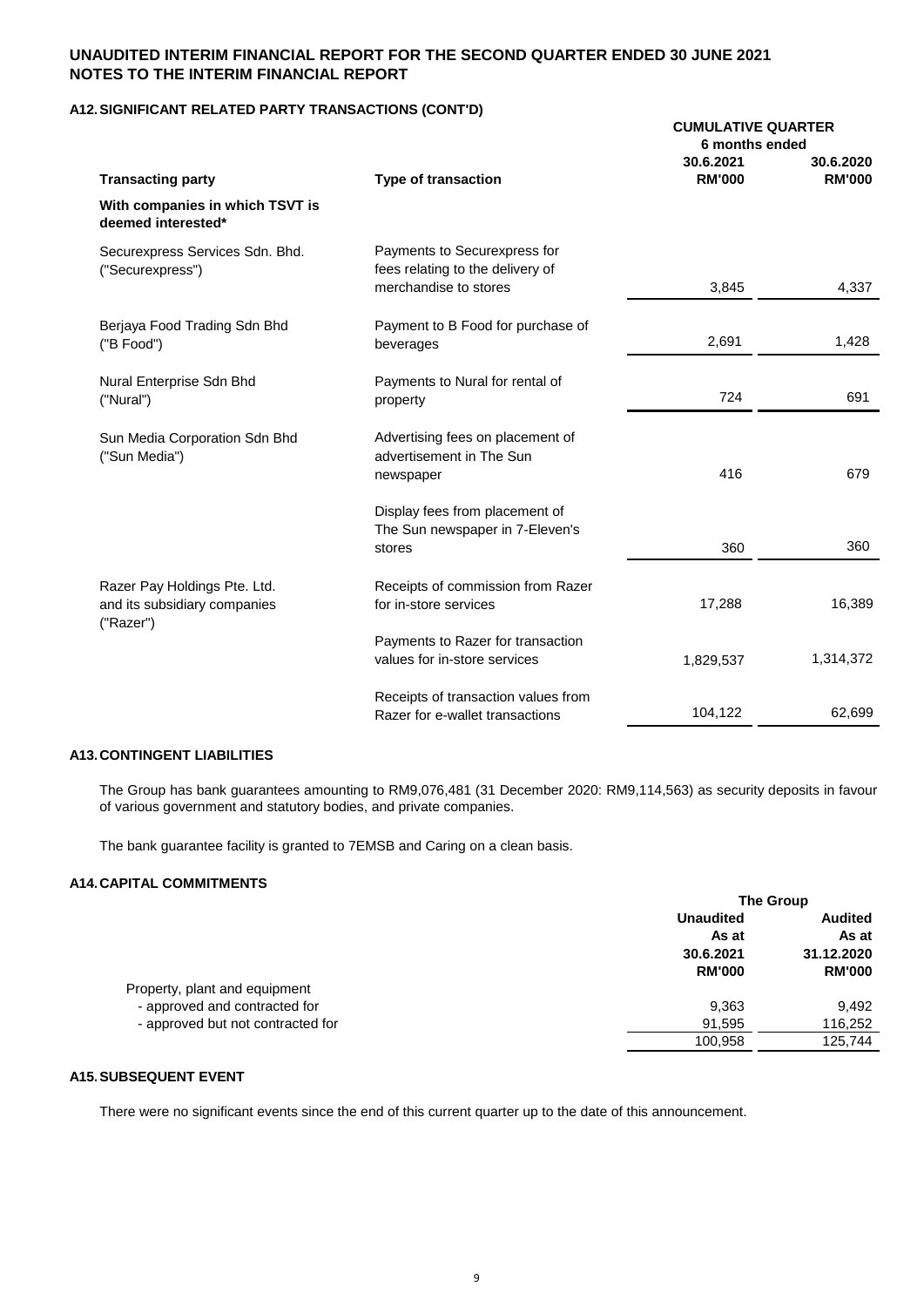# UNAUDITED INTERIM FINANCIAL REPORT FOR THE SECOND QUARTER ENDED 30 JUNE 2021
# NOTES TO THE INTERIM FINANCIAL REPORT

## A12. SIGNIFICANT RELATED PARTY TRANSACTIONS (CONT'D)

| | | CUMULATIVE QUARTER | |
|---|---|---|---|
| | | 6 months ended | |
| **Transacting party** | **Type of transaction** | **30.6.2021 RM'000** | **30.6.2020 RM'000** |
| **With companies in which TSVT is deemed interested*** | | | |
| Securexpress Services Sdn. Bhd. ("Securexpress") | Payments to Securexpress for fees relating to the delivery of merchandise to stores | 3,845 | 4,337 |
| Berjaya Food Trading Sdn Bhd ("B Food") | Payment to B Food for purchase of beverages | 2,691 | 1,428 |
| Nural Enterprise Sdn Bhd ("Nural") | Payments to Nural for rental of property | 724 | 691 |
| Sun Media Corporation Sdn Bhd ("Sun Media") | Advertising fees on placement of advertisement in The Sun newspaper | 416 | 679 |
| | Display fees from placement of The Sun newspaper in 7-Eleven's stores | 360 | 360 |
| Razer Pay Holdings Pte. Ltd. and its subsidiary companies ("Razer") | Receipts of commission from Razer for in-store services | 17,288 | 16,389 |
| | Payments to Razer for transaction values for in-store services | 1,829,537 | 1,314,372 |
| | Receipts of transaction values from Razer for e-wallet transactions | 104,122 | 62,699 |

## A13. CONTINGENT LIABILITIES

The Group has bank guarantees amounting to RM9,076,481 (31 December 2020: RM9,114,563) as security deposits in favour of various government and statutory bodies, and private companies.

The bank guarantee facility is granted to 7EMSB and Caring on a clean basis.

## A14. CAPITAL COMMITMENTS

| | The Group | |
|---|---|---|
| | **Unaudited As at 30.6.2021 RM'000** | **Audited As at 31.12.2020 RM'000** |
| Property, plant and equipment | | |
| - approved and contracted for | 9,363 | 9,492 |
| - approved but not contracted for | 91,595 | 116,252 |
| | 100,958 | 125,744 |

## A15. SUBSEQUENT EVENT

There were no significant events since the end of this current quarter up to the date of this announcement.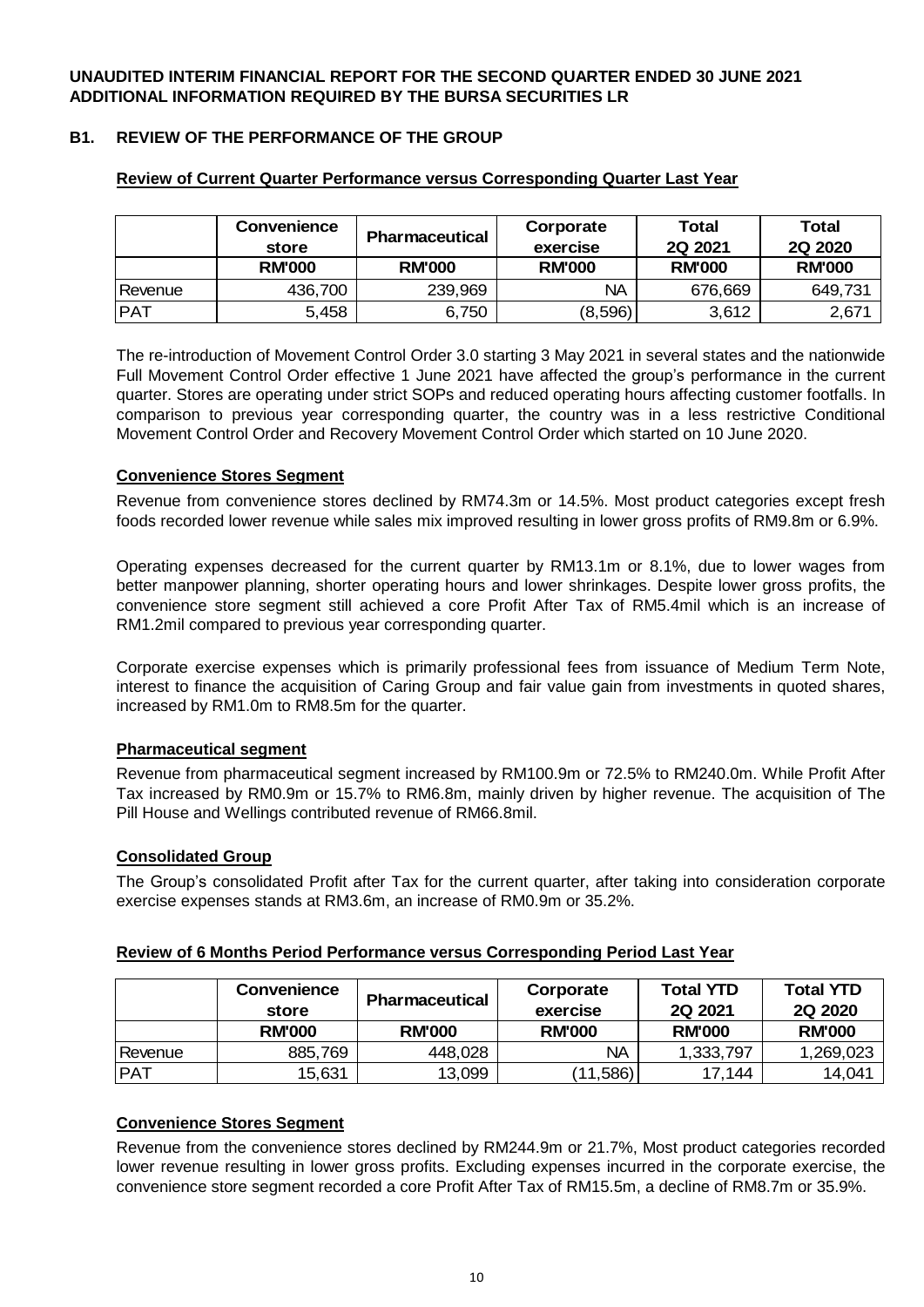**UNAUDITED INTERIM FINANCIAL REPORT FOR THE SECOND QUARTER ENDED 30 JUNE 2021**
**ADDITIONAL INFORMATION REQUIRED BY THE BURSA SECURITIES LR**

## B1. REVIEW OF THE PERFORMANCE OF THE GROUP

**Review of Current Quarter Performance versus Corresponding Quarter Last Year**

| | Convenience store | Pharmaceutical | Corporate exercise | Total 2Q 2021 | Total 2Q 2020 |
|---|---|---|---|---|---|
| | RM'000 | RM'000 | RM'000 | RM'000 | RM'000 |
| Revenue | 436,700 | 239,969 | NA | 676,669 | 649,731 |
| PAT | 5,458 | 6,750 | (8,596) | 3,612 | 2,671 |

The re-introduction of Movement Control Order 3.0 starting 3 May 2021 in several states and the nationwide Full Movement Control Order effective 1 June 2021 have affected the group's performance in the current quarter. Stores are operating under strict SOPs and reduced operating hours affecting customer footfalls. In comparison to previous year corresponding quarter, the country was in a less restrictive Conditional Movement Control Order and Recovery Movement Control Order which started on 10 June 2020.

**Convenience Stores Segment**

Revenue from convenience stores declined by RM74.3m or 14.5%. Most product categories except fresh foods recorded lower revenue while sales mix improved resulting in lower gross profits of RM9.8m or 6.9%.

Operating expenses decreased for the current quarter by RM13.1m or 8.1%, due to lower wages from better manpower planning, shorter operating hours and lower shrinkages. Despite lower gross profits, the convenience store segment still achieved a core Profit After Tax of RM5.4mil which is an increase of RM1.2mil compared to previous year corresponding quarter.

Corporate exercise expenses which is primarily professional fees from issuance of Medium Term Note, interest to finance the acquisition of Caring Group and fair value gain from investments in quoted shares, increased by RM1.0m to RM8.5m for the quarter.

**Pharmaceutical segment**

Revenue from pharmaceutical segment increased by RM100.9m or 72.5% to RM240.0m. While Profit After Tax increased by RM0.9m or 15.7% to RM6.8m, mainly driven by higher revenue. The acquisition of The Pill House and Wellings contributed revenue of RM66.8mil.

**Consolidated Group**

The Group's consolidated Profit after Tax for the current quarter, after taking into consideration corporate exercise expenses stands at RM3.6m, an increase of RM0.9m or 35.2%.

**Review of 6 Months Period Performance versus Corresponding Period Last Year**

| | Convenience store | Pharmaceutical | Corporate exercise | Total YTD 2Q 2021 | Total YTD 2Q 2020 |
|---|---|---|---|---|---|
| | RM'000 | RM'000 | RM'000 | RM'000 | RM'000 |
| Revenue | 885,769 | 448,028 | NA | 1,333,797 | 1,269,023 |
| PAT | 15,631 | 13,099 | (11,586) | 17,144 | 14,041 |

**Convenience Stores Segment**

Revenue from the convenience stores declined by RM244.9m or 21.7%, Most product categories recorded lower revenue resulting in lower gross profits. Excluding expenses incurred in the corporate exercise, the convenience store segment recorded a core Profit After Tax of RM15.5m, a decline of RM8.7m or 35.9%.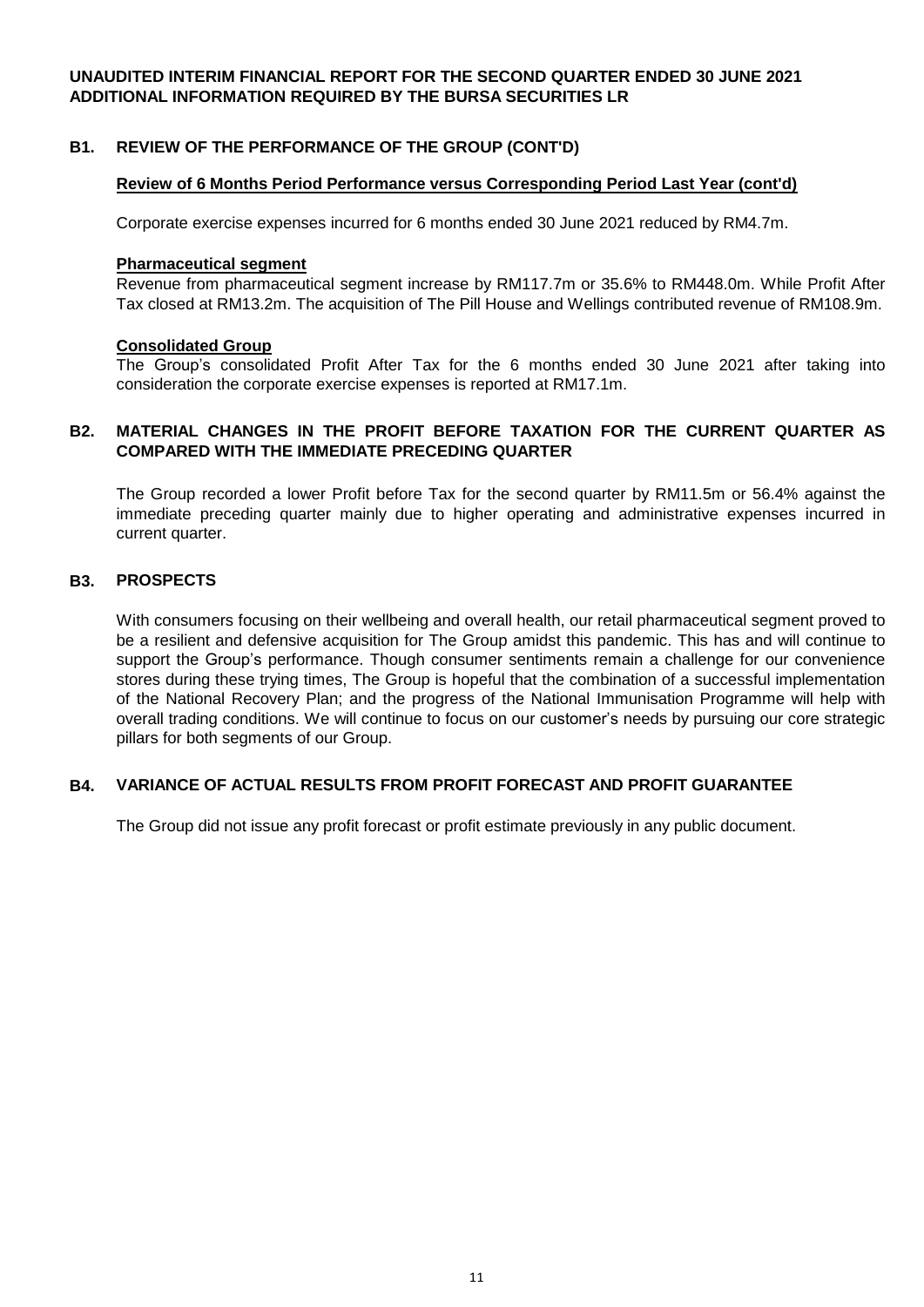**UNAUDITED INTERIM FINANCIAL REPORT FOR THE SECOND QUARTER ENDED 30 JUNE 2021**
**ADDITIONAL INFORMATION REQUIRED BY THE BURSA SECURITIES LR**

## B1. REVIEW OF THE PERFORMANCE OF THE GROUP (CONT'D)

**Review of 6 Months Period Performance versus Corresponding Period Last Year (cont'd)**

Corporate exercise expenses incurred for 6 months ended 30 June 2021 reduced by RM4.7m.

**Pharmaceutical segment**

Revenue from pharmaceutical segment increase by RM117.7m or 35.6% to RM448.0m. While Profit After Tax closed at RM13.2m. The acquisition of The Pill House and Wellings contributed revenue of RM108.9m.

**Consolidated Group**

The Group's consolidated Profit After Tax for the 6 months ended 30 June 2021 after taking into consideration the corporate exercise expenses is reported at RM17.1m.

## B2. MATERIAL CHANGES IN THE PROFIT BEFORE TAXATION FOR THE CURRENT QUARTER AS COMPARED WITH THE IMMEDIATE PRECEDING QUARTER

The Group recorded a lower Profit before Tax for the second quarter by RM11.5m or 56.4% against the immediate preceding quarter mainly due to higher operating and administrative expenses incurred in current quarter.

## B3. PROSPECTS

With consumers focusing on their wellbeing and overall health, our retail pharmaceutical segment proved to be a resilient and defensive acquisition for The Group amidst this pandemic. This has and will continue to support the Group's performance. Though consumer sentiments remain a challenge for our convenience stores during these trying times, The Group is hopeful that the combination of a successful implementation of the National Recovery Plan; and the progress of the National Immunisation Programme will help with overall trading conditions. We will continue to focus on our customer's needs by pursuing our core strategic pillars for both segments of our Group.

## B4. VARIANCE OF ACTUAL RESULTS FROM PROFIT FORECAST AND PROFIT GUARANTEE

The Group did not issue any profit forecast or profit estimate previously in any public document.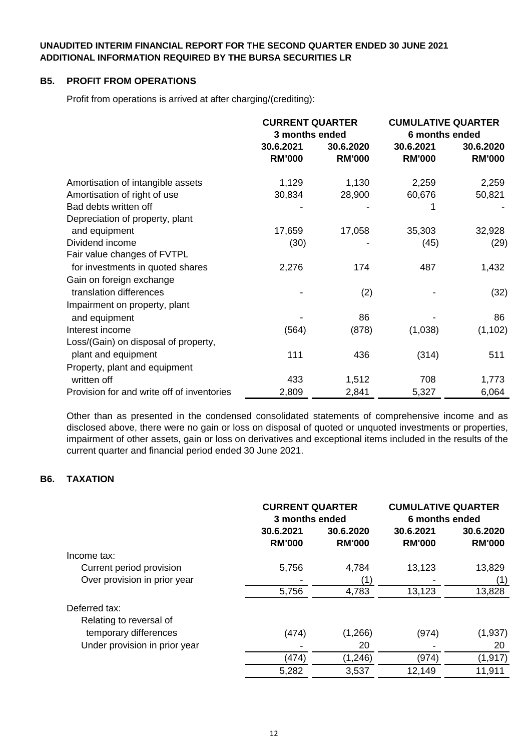**UNAUDITED INTERIM FINANCIAL REPORT FOR THE SECOND QUARTER ENDED 30 JUNE 2021**
**ADDITIONAL INFORMATION REQUIRED BY THE BURSA SECURITIES LR**

## B5. PROFIT FROM OPERATIONS

Profit from operations is arrived at after charging/(crediting):

| | CURRENT QUARTER 3 months ended | | CUMULATIVE QUARTER 6 months ended | |
|---|---|---|---|---|
| | 30.6.2021 RM'000 | 30.6.2020 RM'000 | 30.6.2021 RM'000 | 30.6.2020 RM'000 |
| Amortisation of intangible assets | 1,129 | 1,130 | 2,259 | 2,259 |
| Amortisation of right of use | 30,834 | 28,900 | 60,676 | 50,821 |
| Bad debts written off | - | - | 1 | - |
| Depreciation of property, plant and equipment | 17,659 | 17,058 | 35,303 | 32,928 |
| Dividend income | (30) | - | (45) | (29) |
| Fair value changes of FVTPL for investments in quoted shares | 2,276 | 174 | 487 | 1,432 |
| Gain on foreign exchange translation differences | - | (2) | - | (32) |
| Impairment on property, plant and equipment | - | 86 | - | 86 |
| Interest income | (564) | (878) | (1,038) | (1,102) |
| Loss/(Gain) on disposal of property, plant and equipment | 111 | 436 | (314) | 511 |
| Property, plant and equipment written off | 433 | 1,512 | 708 | 1,773 |
| Provision for and write off of inventories | 2,809 | 2,841 | 5,327 | 6,064 |

Other than as presented in the condensed consolidated statements of comprehensive income and as disclosed above, there were no gain or loss on disposal of quoted or unquoted investments or properties, impairment of other assets, gain or loss on derivatives and exceptional items included in the results of the current quarter and financial period ended 30 June 2021.

## B6. TAXATION

| | CURRENT QUARTER 3 months ended | | CUMULATIVE QUARTER 6 months ended | |
|---|---|---|---|---|
| | 30.6.2021 RM'000 | 30.6.2020 RM'000 | 30.6.2021 RM'000 | 30.6.2020 RM'000 |
| Income tax: | | | | |
| Current period provision | 5,756 | 4,784 | 13,123 | 13,829 |
| Over provision in prior year | - | (1) | - | (1) |
| | 5,756 | 4,783 | 13,123 | 13,828 |
| Deferred tax: | | | | |
| Relating to reversal of temporary differences | (474) | (1,266) | (974) | (1,937) |
| Under provision in prior year | - | 20 | - | 20 |
| | (474) | (1,246) | (974) | (1,917) |
| | 5,282 | 3,537 | 12,149 | 11,911 |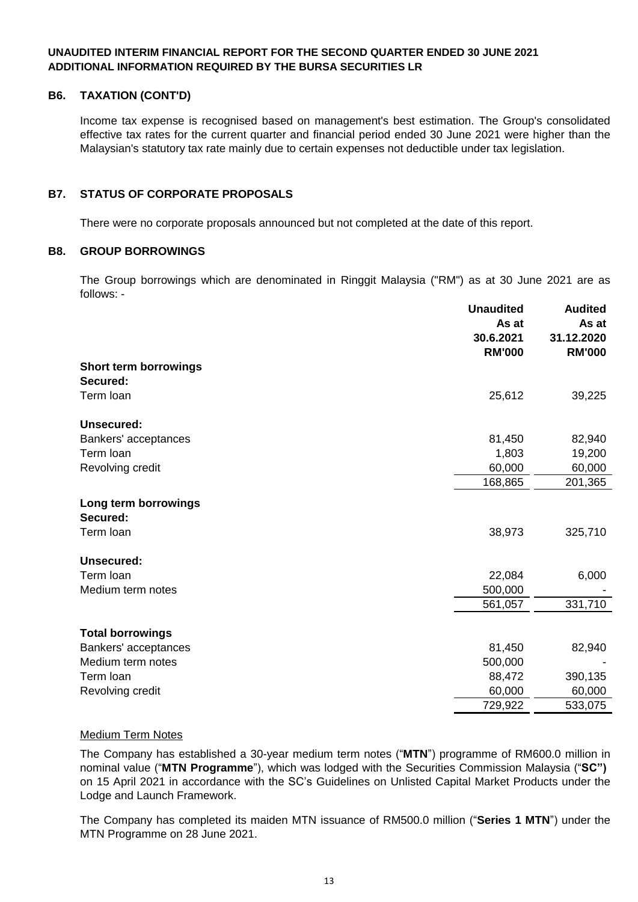UNAUDITED INTERIM FINANCIAL REPORT FOR THE SECOND QUARTER ENDED 30 JUNE 2021
ADDITIONAL INFORMATION REQUIRED BY THE BURSA SECURITIES LR

## B6. TAXATION (CONT'D)

Income tax expense is recognised based on management's best estimation. The Group's consolidated effective tax rates for the current quarter and financial period ended 30 June 2021 were higher than the Malaysian's statutory tax rate mainly due to certain expenses not deductible under tax legislation.

## B7. STATUS OF CORPORATE PROPOSALS

There were no corporate proposals announced but not completed at the date of this report.

## B8. GROUP BORROWINGS

The Group borrowings which are denominated in Ringgit Malaysia ("RM") as at 30 June 2021 are as follows: -

| | Unaudited As at 30.6.2021 RM'000 | Audited As at 31.12.2020 RM'000 |
|---|---|---|
| **Short term borrowings** | | |
| **Secured:** | | |
| Term loan | 25,612 | 39,225 |
| **Unsecured:** | | |
| Bankers' acceptances | 81,450 | 82,940 |
| Term loan | 1,803 | 19,200 |
| Revolving credit | 60,000 | 60,000 |
| | 168,865 | 201,365 |
| **Long term borrowings** | | |
| **Secured:** | | |
| Term loan | 38,973 | 325,710 |
| **Unsecured:** | | |
| Term loan | 22,084 | 6,000 |
| Medium term notes | 500,000 | - |
| | 561,057 | 331,710 |
| **Total borrowings** | | |
| Bankers' acceptances | 81,450 | 82,940 |
| Medium term notes | 500,000 | - |
| Term loan | 88,472 | 390,135 |
| Revolving credit | 60,000 | 60,000 |
| | 729,922 | 533,075 |

Medium Term Notes

The Company has established a 30-year medium term notes ("**MTN**") programme of RM600.0 million in nominal value ("**MTN Programme**"), which was lodged with the Securities Commission Malaysia ("**SC")** on 15 April 2021 in accordance with the SC's Guidelines on Unlisted Capital Market Products under the Lodge and Launch Framework.

The Company has completed its maiden MTN issuance of RM500.0 million ("**Series 1 MTN**") under the MTN Programme on 28 June 2021.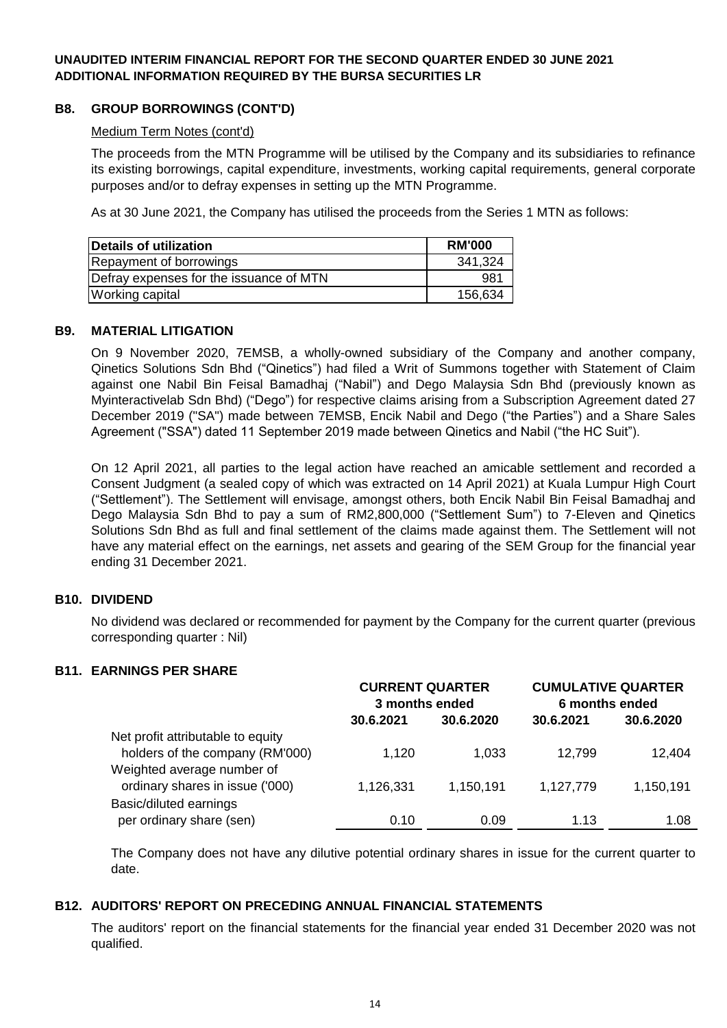**UNAUDITED INTERIM FINANCIAL REPORT FOR THE SECOND QUARTER ENDED 30 JUNE 2021**
**ADDITIONAL INFORMATION REQUIRED BY THE BURSA SECURITIES LR**

## B8. GROUP BORROWINGS (CONT'D)

Medium Term Notes (cont'd)

The proceeds from the MTN Programme will be utilised by the Company and its subsidiaries to refinance its existing borrowings, capital expenditure, investments, working capital requirements, general corporate purposes and/or to defray expenses in setting up the MTN Programme.

As at 30 June 2021, the Company has utilised the proceeds from the Series 1 MTN as follows:

| Details of utilization | RM'000 |
|---|---|
| Repayment of borrowings | 341,324 |
| Defray expenses for the issuance of MTN | 981 |
| Working capital | 156,634 |

## B9. MATERIAL LITIGATION

On 9 November 2020, 7EMSB, a wholly-owned subsidiary of the Company and another company, Qinetics Solutions Sdn Bhd ("Qinetics") had filed a Writ of Summons together with Statement of Claim against one Nabil Bin Feisal Bamadhaj ("Nabil") and Dego Malaysia Sdn Bhd (previously known as Myinteractivelab Sdn Bhd) ("Dego") for respective claims arising from a Subscription Agreement dated 27 December 2019 ("SA") made between 7EMSB, Encik Nabil and Dego ("the Parties") and a Share Sales Agreement ("SSA") dated 11 September 2019 made between Qinetics and Nabil ("the HC Suit").

On 12 April 2021, all parties to the legal action have reached an amicable settlement and recorded a Consent Judgment (a sealed copy of which was extracted on 14 April 2021) at Kuala Lumpur High Court ("Settlement"). The Settlement will envisage, amongst others, both Encik Nabil Bin Feisal Bamadhaj and Dego Malaysia Sdn Bhd to pay a sum of RM2,800,000 ("Settlement Sum") to 7-Eleven and Qinetics Solutions Sdn Bhd as full and final settlement of the claims made against them. The Settlement will not have any material effect on the earnings, net assets and gearing of the SEM Group for the financial year ending 31 December 2021.

## B10. DIVIDEND

No dividend was declared or recommended for payment by the Company for the current quarter (previous corresponding quarter : Nil)

## B11. EARNINGS PER SHARE

| | CURRENT QUARTER 3 months ended | | CUMULATIVE QUARTER 6 months ended | |
|---|---|---|---|---|
| | 30.6.2021 | 30.6.2020 | 30.6.2021 | 30.6.2020 |
| Net profit attributable to equity holders of the company (RM'000) | 1,120 | 1,033 | 12,799 | 12,404 |
| Weighted average number of ordinary shares in issue ('000) | 1,126,331 | 1,150,191 | 1,127,779 | 1,150,191 |
| Basic/diluted earnings per ordinary share (sen) | 0.10 | 0.09 | 1.13 | 1.08 |

The Company does not have any dilutive potential ordinary shares in issue for the current quarter to date.

## B12. AUDITORS' REPORT ON PRECEDING ANNUAL FINANCIAL STATEMENTS

The auditors' report on the financial statements for the financial year ended 31 December 2020 was not qualified.